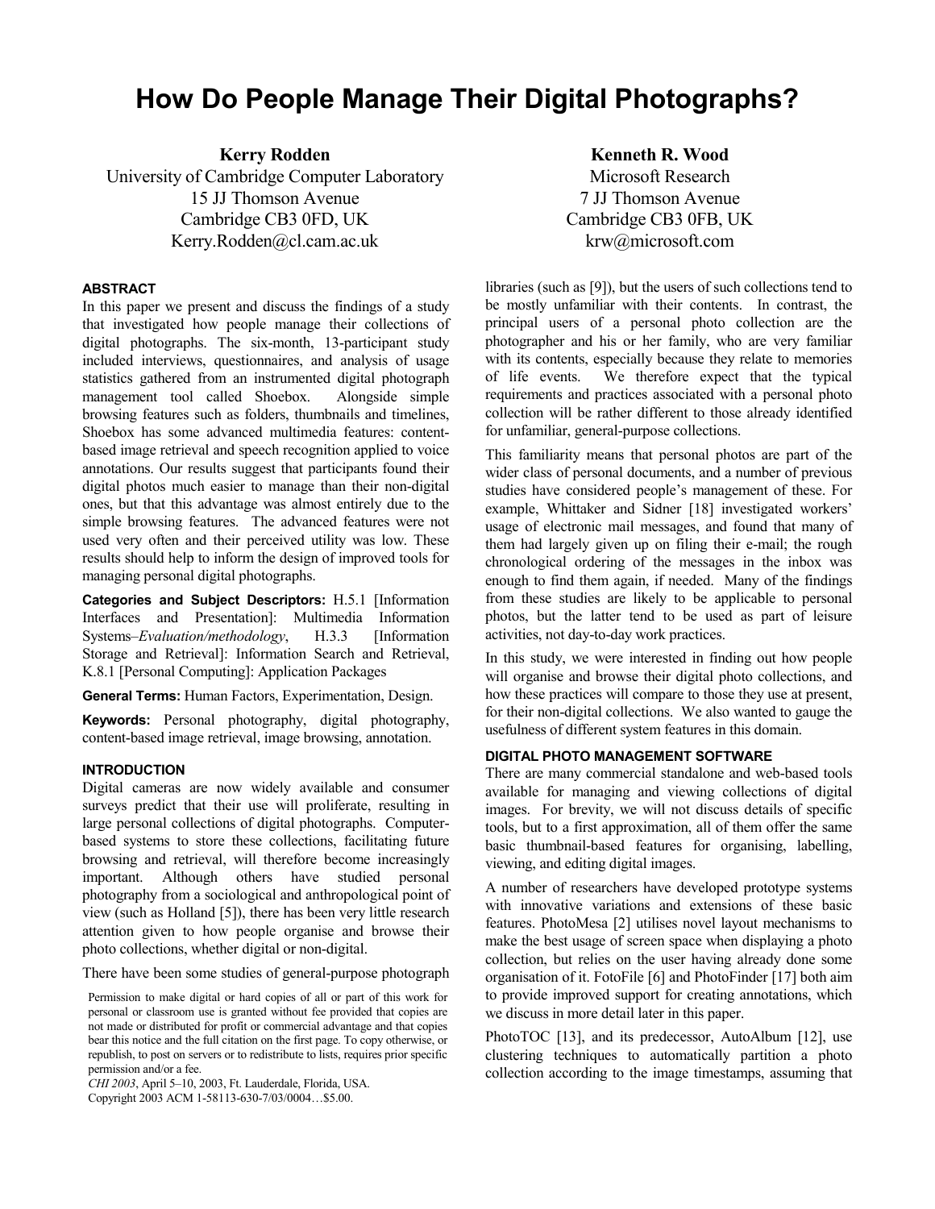# How Do People Manage Their Digital Photographs?

**Kerry Rodden**
University of Cambridge Computer Laboratory
15 JJ Thomson Avenue
Cambridge CB3 0FD, UK
Kerry.Rodden@cl.cam.ac.uk

**Kenneth R. Wood**
Microsoft Research
7 JJ Thomson Avenue
Cambridge CB3 0FB, UK
krw@microsoft.com

## ABSTRACT

In this paper we present and discuss the findings of a study that investigated how people manage their collections of digital photographs. The six-month, 13-participant study included interviews, questionnaires, and analysis of usage statistics gathered from an instrumented digital photograph management tool called Shoebox. Alongside simple browsing features such as folders, thumbnails and timelines, Shoebox has some advanced multimedia features: content-based image retrieval and speech recognition applied to voice annotations. Our results suggest that participants found their digital photos much easier to manage than their non-digital ones, but that this advantage was almost entirely due to the simple browsing features. The advanced features were not used very often and their perceived utility was low. These results should help to inform the design of improved tools for managing personal digital photographs.

**Categories and Subject Descriptors:** H.5.1 [Information Interfaces and Presentation]: Multimedia Information Systems–*Evaluation/methodology*, H.3.3 [Information Storage and Retrieval]: Information Search and Retrieval, K.8.1 [Personal Computing]: Application Packages

**General Terms:** Human Factors, Experimentation, Design.

**Keywords:** Personal photography, digital photography, content-based image retrieval, image browsing, annotation.

## INTRODUCTION

Digital cameras are now widely available and consumer surveys predict that their use will proliferate, resulting in large personal collections of digital photographs. Computer-based systems to store these collections, facilitating future browsing and retrieval, will therefore become increasingly important. Although others have studied personal photography from a sociological and anthropological point of view (such as Holland [5]), there has been very little research attention given to how people organise and browse their photo collections, whether digital or non-digital.

There have been some studies of general-purpose photograph libraries (such as [9]), but the users of such collections tend to be mostly unfamiliar with their contents. In contrast, the principal users of a personal photo collection are the photographer and his or her family, who are very familiar with its contents, especially because they relate to memories of life events. We therefore expect that the typical requirements and practices associated with a personal photo collection will be rather different to those already identified for unfamiliar, general-purpose collections.

This familiarity means that personal photos are part of the wider class of personal documents, and a number of previous studies have considered people's management of these. For example, Whittaker and Sidner [18] investigated workers' usage of electronic mail messages, and found that many of them had largely given up on filing their e-mail; the rough chronological ordering of the messages in the inbox was enough to find them again, if needed. Many of the findings from these studies are likely to be applicable to personal photos, but the latter tend to be used as part of leisure activities, not day-to-day work practices.

In this study, we were interested in finding out how people will organise and browse their digital photo collections, and how these practices will compare to those they use at present, for their non-digital collections. We also wanted to gauge the usefulness of different system features in this domain.

## DIGITAL PHOTO MANAGEMENT SOFTWARE

There are many commercial standalone and web-based tools available for managing and viewing collections of digital images. For brevity, we will not discuss details of specific tools, but to a first approximation, all of them offer the same basic thumbnail-based features for organising, labelling, viewing, and editing digital images.

A number of researchers have developed prototype systems with innovative variations and extensions of these basic features. PhotoMesa [2] utilises novel layout mechanisms to make the best usage of screen space when displaying a photo collection, but relies on the user having already done some organisation of it. FotoFile [6] and PhotoFinder [17] both aim to provide improved support for creating annotations, which we discuss in more detail later in this paper.

PhotoTOC [13], and its predecessor, AutoAlbum [12], use clustering techniques to automatically partition a photo collection according to the image timestamps, assuming that

Permission to make digital or hard copies of all or part of this work for personal or classroom use is granted without fee provided that copies are not made or distributed for profit or commercial advantage and that copies bear this notice and the full citation on the first page. To copy otherwise, or republish, to post on servers or to redistribute to lists, requires prior specific permission and/or a fee.
*CHI 2003*, April 5–10, 2003, Ft. Lauderdale, Florida, USA.
Copyright 2003 ACM 1-58113-630-7/03/0004…$5.00.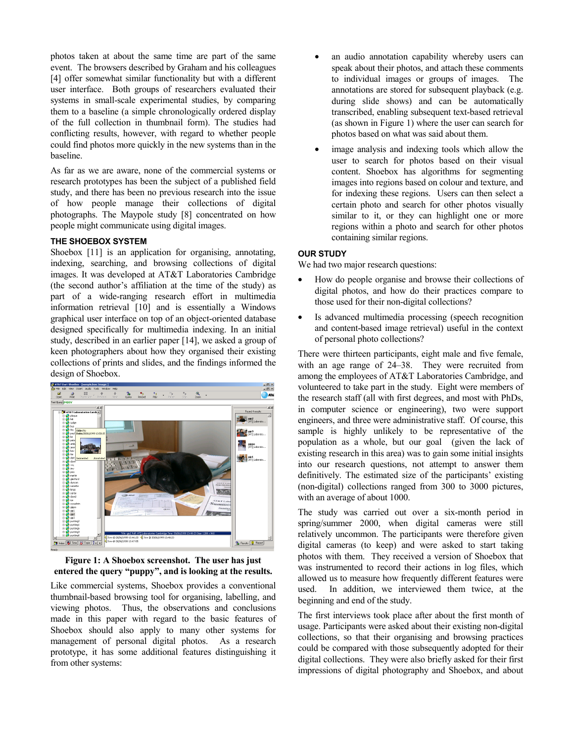photos taken at about the same time are part of the same event. The browsers described by Graham and his colleagues [4] offer somewhat similar functionality but with a different user interface. Both groups of researchers evaluated their systems in small-scale experimental studies, by comparing them to a baseline (a simple chronologically ordered display of the full collection in thumbnail form). The studies had conflicting results, however, with regard to whether people could find photos more quickly in the new systems than in the baseline.

As far as we are aware, none of the commercial systems or research prototypes has been the subject of a published field study, and there has been no previous research into the issue of how people manage their collections of digital photographs. The Maypole study [8] concentrated on how people might communicate using digital images.

### THE SHOEBOX SYSTEM

Shoebox [11] is an application for organising, annotating, indexing, searching, and browsing collections of digital images. It was developed at AT&T Laboratories Cambridge (the second author's affiliation at the time of the study) as part of a wide-ranging research effort in multimedia information retrieval [10] and is essentially a Windows graphical user interface on top of an object-oriented database designed specifically for multimedia indexing. In an initial study, described in an earlier paper [14], we asked a group of keen photographers about how they organised their existing collections of prints and slides, and the findings informed the design of Shoebox.

**Figure 1: A Shoebox screenshot. The user has just entered the query "puppy", and is looking at the results.**

Like commercial systems, Shoebox provides a conventional thumbnail-based browsing tool for organising, labelling, and viewing photos. Thus, the observations and conclusions made in this paper with regard to the basic features of Shoebox should also apply to many other systems for management of personal digital photos. As a research prototype, it has some additional features distinguishing it from other systems:

- an audio annotation capability whereby users can speak about their photos, and attach these comments to individual images or groups of images. The annotations are stored for subsequent playback (e.g. during slide shows) and can be automatically transcribed, enabling subsequent text-based retrieval (as shown in Figure 1) where the user can search for photos based on what was said about them.
- image analysis and indexing tools which allow the user to search for photos based on their visual content. Shoebox has algorithms for segmenting images into regions based on colour and texture, and for indexing these regions. Users can then select a certain photo and search for other photos visually similar to it, or they can highlight one or more regions within a photo and search for other photos containing similar regions.

### OUR STUDY

We had two major research questions:

- How do people organise and browse their collections of digital photos, and how do their practices compare to those used for their non-digital collections?
- Is advanced multimedia processing (speech recognition and content-based image retrieval) useful in the context of personal photo collections?

There were thirteen participants, eight male and five female, with an age range of 24–38. They were recruited from among the employees of AT&T Laboratories Cambridge, and volunteered to take part in the study. Eight were members of the research staff (all with first degrees, and most with PhDs, in computer science or engineering), two were support engineers, and three were administrative staff. Of course, this sample is highly unlikely to be representative of the population as a whole, but our goal (given the lack of existing research in this area) was to gain some initial insights into our research questions, not attempt to answer them definitively. The estimated size of the participants' existing (non-digital) collections ranged from 300 to 3000 pictures, with an average of about 1000.

The study was carried out over a six-month period in spring/summer 2000, when digital cameras were still relatively uncommon. The participants were therefore given digital cameras (to keep) and were asked to start taking photos with them. They received a version of Shoebox that was instrumented to record their actions in log files, which allowed us to measure how frequently different features were used. In addition, we interviewed them twice, at the beginning and end of the study.

The first interviews took place after about the first month of usage. Participants were asked about their existing non-digital collections, so that their organising and browsing practices could be compared with those subsequently adopted for their digital collections. They were also briefly asked for their first impressions of digital photography and Shoebox, and about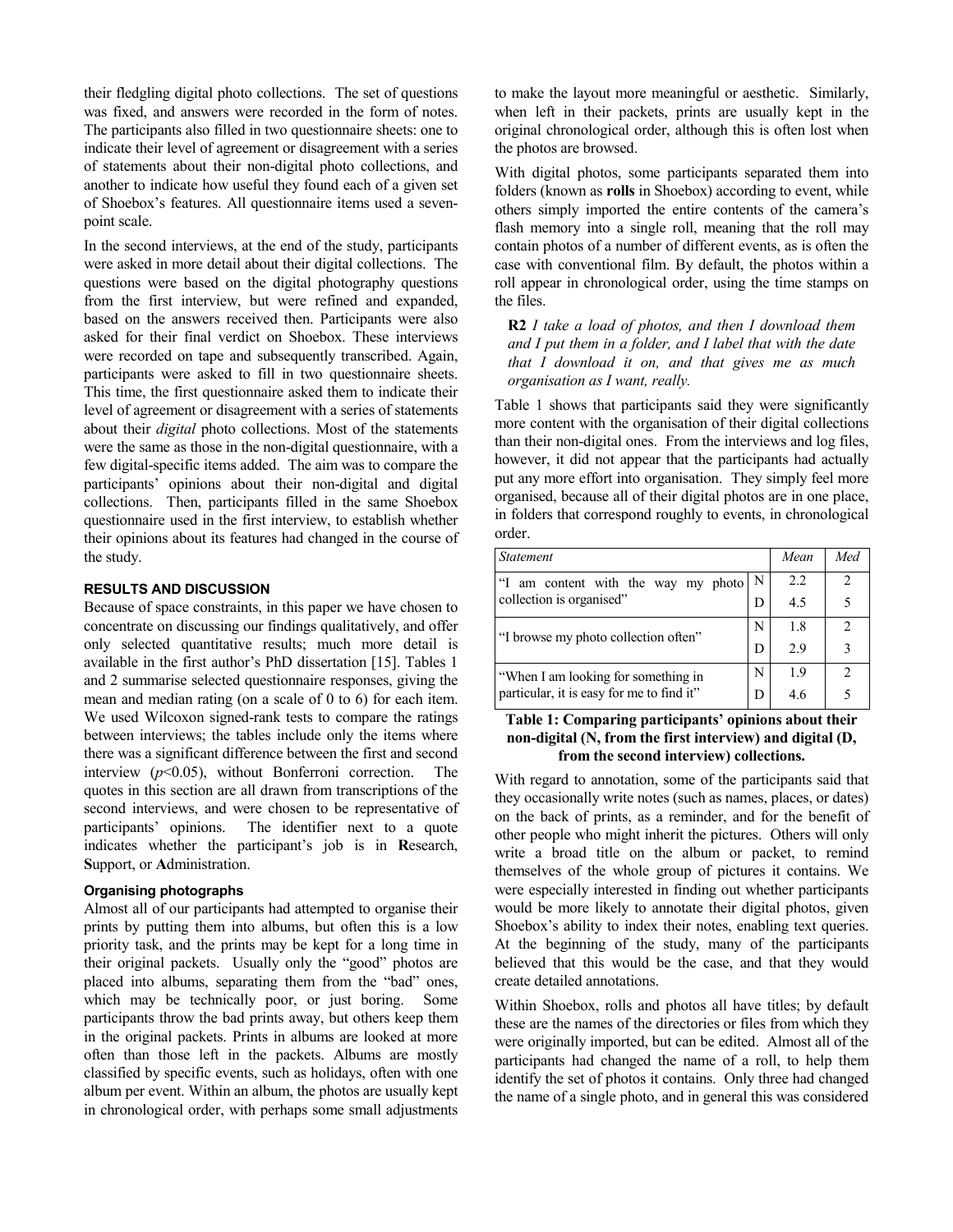their fledgling digital photo collections. The set of questions was fixed, and answers were recorded in the form of notes. The participants also filled in two questionnaire sheets: one to indicate their level of agreement or disagreement with a series of statements about their non-digital photo collections, and another to indicate how useful they found each of a given set of Shoebox's features. All questionnaire items used a seven-point scale.

In the second interviews, at the end of the study, participants were asked in more detail about their digital collections. The questions were based on the digital photography questions from the first interview, but were refined and expanded, based on the answers received then. Participants were also asked for their final verdict on Shoebox. These interviews were recorded on tape and subsequently transcribed. Again, participants were asked to fill in two questionnaire sheets. This time, the first questionnaire asked them to indicate their level of agreement or disagreement with a series of statements about their *digital* photo collections. Most of the statements were the same as those in the non-digital questionnaire, with a few digital-specific items added. The aim was to compare the participants' opinions about their non-digital and digital collections. Then, participants filled in the same Shoebox questionnaire used in the first interview, to establish whether their opinions about its features had changed in the course of the study.

## RESULTS AND DISCUSSION

Because of space constraints, in this paper we have chosen to concentrate on discussing our findings qualitatively, and offer only selected quantitative results; much more detail is available in the first author's PhD dissertation [15]. Tables 1 and 2 summarise selected questionnaire responses, giving the mean and median rating (on a scale of 0 to 6) for each item. We used Wilcoxon signed-rank tests to compare the ratings between interviews; the tables include only the items where there was a significant difference between the first and second interview ($p<0.05$), without Bonferroni correction. The quotes in this section are all drawn from transcriptions of the second interviews, and were chosen to be representative of participants' opinions. The identifier next to a quote indicates whether the participant's job is in **R**esearch, **S**upport, or **A**dministration.

### Organising photographs

Almost all of our participants had attempted to organise their prints by putting them into albums, but often this is a low priority task, and the prints may be kept for a long time in their original packets. Usually only the "good" photos are placed into albums, separating them from the "bad" ones, which may be technically poor, or just boring. Some participants throw the bad prints away, but others keep them in the original packets. Prints in albums are looked at more often than those left in the packets. Albums are mostly classified by specific events, such as holidays, often with one album per event. Within an album, the photos are usually kept in chronological order, with perhaps some small adjustments to make the layout more meaningful or aesthetic. Similarly, when left in their packets, prints are usually kept in the original chronological order, although this is often lost when the photos are browsed.

With digital photos, some participants separated them into folders (known as **rolls** in Shoebox) according to event, while others simply imported the entire contents of the camera's flash memory into a single roll, meaning that the roll may contain photos of a number of different events, as is often the case with conventional film. By default, the photos within a roll appear in chronological order, using the time stamps on the files.

> **R2** *I take a load of photos, and then I download them and I put them in a folder, and I label that with the date that I download it on, and that gives me as much organisation as I want, really.*

Table 1 shows that participants said they were significantly more content with the organisation of their digital collections than their non-digital ones. From the interviews and log files, however, it did not appear that the participants had actually put any more effort into organisation. They simply feel more organised, because all of their digital photos are in one place, in folders that correspond roughly to events, in chronological order.

| *Statement* | | *Mean* | *Med* |
|---|---|---|---|
| "I am content with the way my photo collection is organised" | N | 2.2 | 2 |
| | D | 4.5 | 5 |
| "I browse my photo collection often" | N | 1.8 | 2 |
| | D | 2.9 | 3 |
| "When I am looking for something in particular, it is easy for me to find it" | N | 1.9 | 2 |
| | D | 4.6 | 5 |

**Table 1: Comparing participants' opinions about their non-digital (N, from the first interview) and digital (D, from the second interview) collections.**

With regard to annotation, some of the participants said that they occasionally write notes (such as names, places, or dates) on the back of prints, as a reminder, and for the benefit of other people who might inherit the pictures. Others will only write a broad title on the album or packet, to remind themselves of the whole group of pictures it contains. We were especially interested in finding out whether participants would be more likely to annotate their digital photos, given Shoebox's ability to index their notes, enabling text queries. At the beginning of the study, many of the participants believed that this would be the case, and that they would create detailed annotations.

Within Shoebox, rolls and photos all have titles; by default these are the names of the directories or files from which they were originally imported, but can be edited. Almost all of the participants had changed the name of a roll, to help them identify the set of photos it contains. Only three had changed the name of a single photo, and in general this was considered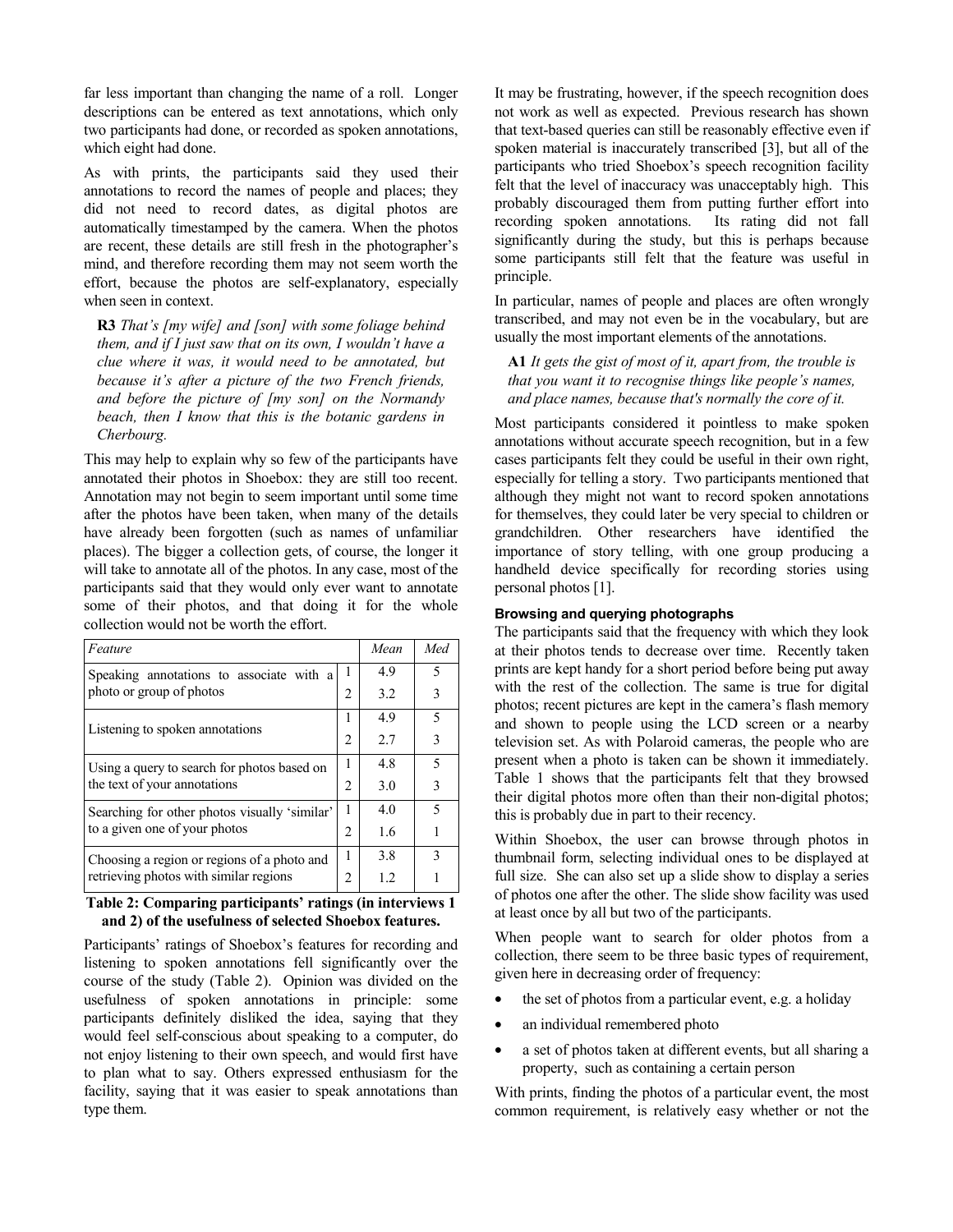far less important than changing the name of a roll. Longer descriptions can be entered as text annotations, which only two participants had done, or recorded as spoken annotations, which eight had done.

As with prints, the participants said they used their annotations to record the names of people and places; they did not need to record dates, as digital photos are automatically timestamped by the camera. When the photos are recent, these details are still fresh in the photographer's mind, and therefore recording them may not seem worth the effort, because the photos are self-explanatory, especially when seen in context.

> **R3** *That's [my wife] and [son] with some foliage behind them, and if I just saw that on its own, I wouldn't have a clue where it was, it would need to be annotated, but because it's after a picture of the two French friends, and before the picture of [my son] on the Normandy beach, then I know that this is the botanic gardens in Cherbourg.*

This may help to explain why so few of the participants have annotated their photos in Shoebox: they are still too recent. Annotation may not begin to seem important until some time after the photos have been taken, when many of the details have already been forgotten (such as names of unfamiliar places). The bigger a collection gets, of course, the longer it will take to annotate all of the photos. In any case, most of the participants said that they would only ever want to annotate some of their photos, and that doing it for the whole collection would not be worth the effort.

| *Feature* | | *Mean* | *Med* |
|---|---|---|---|
| Speaking annotations to associate with a photo or group of photos | 1 | 4.9 | 5 |
| | 2 | 3.2 | 3 |
| Listening to spoken annotations | 1 | 4.9 | 5 |
| | 2 | 2.7 | 3 |
| Using a query to search for photos based on the text of your annotations | 1 | 4.8 | 5 |
| | 2 | 3.0 | 3 |
| Searching for other photos visually 'similar' to a given one of your photos | 1 | 4.0 | 5 |
| | 2 | 1.6 | 1 |
| Choosing a region or regions of a photo and retrieving photos with similar regions | 1 | 3.8 | 3 |
| | 2 | 1.2 | 1 |

**Table 2: Comparing participants' ratings (in interviews 1 and 2) of the usefulness of selected Shoebox features.**

Participants' ratings of Shoebox's features for recording and listening to spoken annotations fell significantly over the course of the study (Table 2). Opinion was divided on the usefulness of spoken annotations in principle: some participants definitely disliked the idea, saying that they would feel self-conscious about speaking to a computer, do not enjoy listening to their own speech, and would first have to plan what to say. Others expressed enthusiasm for the facility, saying that it was easier to speak annotations than type them.

It may be frustrating, however, if the speech recognition does not work as well as expected. Previous research has shown that text-based queries can still be reasonably effective even if spoken material is inaccurately transcribed [3], but all of the participants who tried Shoebox's speech recognition facility felt that the level of inaccuracy was unacceptably high. This probably discouraged them from putting further effort into recording spoken annotations. Its rating did not fall significantly during the study, but this is perhaps because some participants still felt that the feature was useful in principle.

In particular, names of people and places are often wrongly transcribed, and may not even be in the vocabulary, but are usually the most important elements of the annotations.

> **A1** *It gets the gist of most of it, apart from, the trouble is that you want it to recognise things like people's names, and place names, because that's normally the core of it.*

Most participants considered it pointless to make spoken annotations without accurate speech recognition, but in a few cases participants felt they could be useful in their own right, especially for telling a story. Two participants mentioned that although they might not want to record spoken annotations for themselves, they could later be very special to children or grandchildren. Other researchers have identified the importance of story telling, with one group producing a handheld device specifically for recording stories using personal photos [1].

### Browsing and querying photographs

The participants said that the frequency with which they look at their photos tends to decrease over time. Recently taken prints are kept handy for a short period before being put away with the rest of the collection. The same is true for digital photos; recent pictures are kept in the camera's flash memory and shown to people using the LCD screen or a nearby television set. As with Polaroid cameras, the people who are present when a photo is taken can be shown it immediately. Table 1 shows that the participants felt that they browsed their digital photos more often than their non-digital photos; this is probably due in part to their recency.

Within Shoebox, the user can browse through photos in thumbnail form, selecting individual ones to be displayed at full size. She can also set up a slide show to display a series of photos one after the other. The slide show facility was used at least once by all but two of the participants.

When people want to search for older photos from a collection, there seem to be three basic types of requirement, given here in decreasing order of frequency:

- the set of photos from a particular event, e.g. a holiday
- an individual remembered photo
- a set of photos taken at different events, but all sharing a property, such as containing a certain person

With prints, finding the photos of a particular event, the most common requirement, is relatively easy whether or not the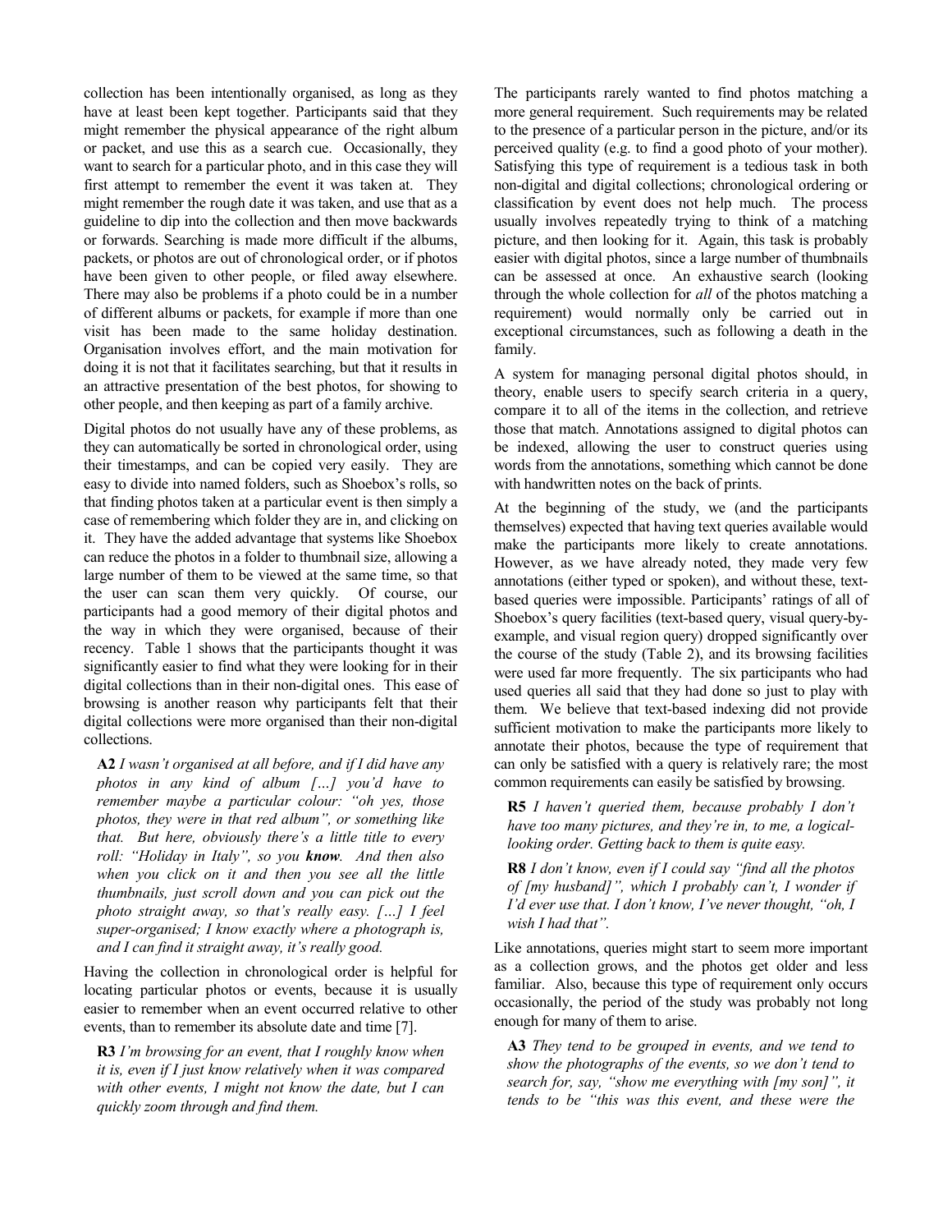collection has been intentionally organised, as long as they have at least been kept together. Participants said that they might remember the physical appearance of the right album or packet, and use this as a search cue. Occasionally, they want to search for a particular photo, and in this case they will first attempt to remember the event it was taken at. They might remember the rough date it was taken, and use that as a guideline to dip into the collection and then move backwards or forwards. Searching is made more difficult if the albums, packets, or photos are out of chronological order, or if photos have been given to other people, or filed away elsewhere. There may also be problems if a photo could be in a number of different albums or packets, for example if more than one visit has been made to the same holiday destination. Organisation involves effort, and the main motivation for doing it is not that it facilitates searching, but that it results in an attractive presentation of the best photos, for showing to other people, and then keeping as part of a family archive.

Digital photos do not usually have any of these problems, as they can automatically be sorted in chronological order, using their timestamps, and can be copied very easily. They are easy to divide into named folders, such as Shoebox's rolls, so that finding photos taken at a particular event is then simply a case of remembering which folder they are in, and clicking on it. They have the added advantage that systems like Shoebox can reduce the photos in a folder to thumbnail size, allowing a large number of them to be viewed at the same time, so that the user can scan them very quickly. Of course, our participants had a good memory of their digital photos and the way in which they were organised, because of their recency. Table 1 shows that the participants thought it was significantly easier to find what they were looking for in their digital collections than in their non-digital ones. This ease of browsing is another reason why participants felt that their digital collections were more organised than their non-digital collections.

> **A2** *I wasn't organised at all before, and if I did have any photos in any kind of album […] you'd have to remember maybe a particular colour: "oh yes, those photos, they were in that red album", or something like that. But here, obviously there's a little title to every roll: "Holiday in Italy", so you* ***know****. And then also when you click on it and then you see all the little thumbnails, just scroll down and you can pick out the photo straight away, so that's really easy. […] I feel super-organised; I know exactly where a photograph is, and I can find it straight away, it's really good.*

Having the collection in chronological order is helpful for locating particular photos or events, because it is usually easier to remember when an event occurred relative to other events, than to remember its absolute date and time [7].

> **R3** *I'm browsing for an event, that I roughly know when it is, even if I just know relatively when it was compared with other events, I might not know the date, but I can quickly zoom through and find them.*

The participants rarely wanted to find photos matching a more general requirement. Such requirements may be related to the presence of a particular person in the picture, and/or its perceived quality (e.g. to find a good photo of your mother). Satisfying this type of requirement is a tedious task in both non-digital and digital collections; chronological ordering or classification by event does not help much. The process usually involves repeatedly trying to think of a matching picture, and then looking for it. Again, this task is probably easier with digital photos, since a large number of thumbnails can be assessed at once. An exhaustive search (looking through the whole collection for *all* of the photos matching a requirement) would normally only be carried out in exceptional circumstances, such as following a death in the family.

A system for managing personal digital photos should, in theory, enable users to specify search criteria in a query, compare it to all of the items in the collection, and retrieve those that match. Annotations assigned to digital photos can be indexed, allowing the user to construct queries using words from the annotations, something which cannot be done with handwritten notes on the back of prints.

At the beginning of the study, we (and the participants themselves) expected that having text queries available would make the participants more likely to create annotations. However, as we have already noted, they made very few annotations (either typed or spoken), and without these, text-based queries were impossible. Participants' ratings of all of Shoebox's query facilities (text-based query, visual query-by-example, and visual region query) dropped significantly over the course of the study (Table 2), and its browsing facilities were used far more frequently. The six participants who had used queries all said that they had done so just to play with them. We believe that text-based indexing did not provide sufficient motivation to make the participants more likely to annotate their photos, because the type of requirement that can only be satisfied with a query is relatively rare; the most common requirements can easily be satisfied by browsing.

> **R5** *I haven't queried them, because probably I don't have too many pictures, and they're in, to me, a logical-looking order. Getting back to them is quite easy.*

> **R8** *I don't know, even if I could say "find all the photos of [my husband]", which I probably can't, I wonder if I'd ever use that. I don't know, I've never thought, "oh, I wish I had that".*

Like annotations, queries might start to seem more important as a collection grows, and the photos get older and less familiar. Also, because this type of requirement only occurs occasionally, the period of the study was probably not long enough for many of them to arise.

> **A3** *They tend to be grouped in events, and we tend to show the photographs of the events, so we don't tend to search for, say, "show me everything with [my son]", it tends to be "this was this event, and these were the*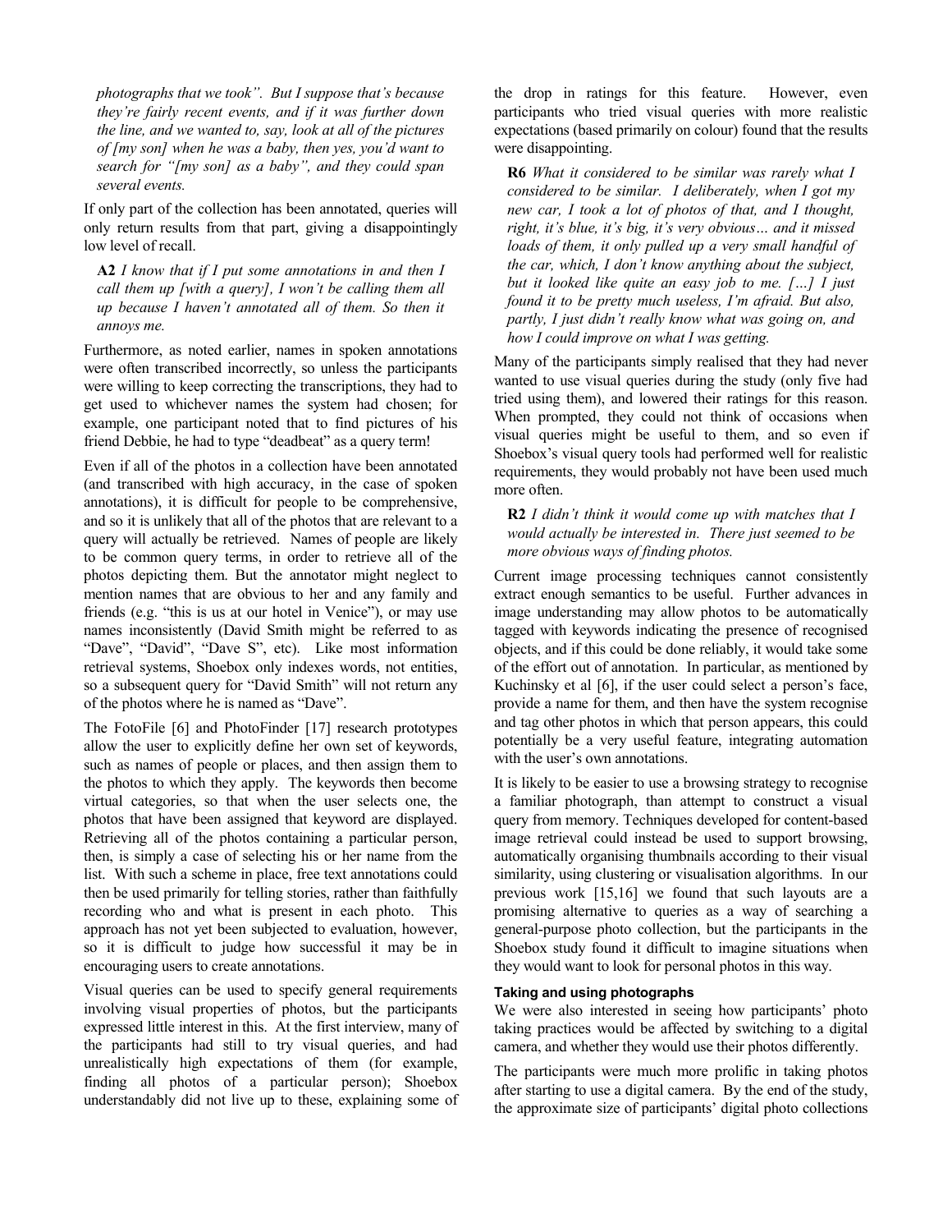*photographs that we took". But I suppose that's because they're fairly recent events, and if it was further down the line, and we wanted to, say, look at all of the pictures of [my son] when he was a baby, then yes, you'd want to search for "[my son] as a baby", and they could span several events.*

If only part of the collection has been annotated, queries will only return results from that part, giving a disappointingly low level of recall.

> **A2** *I know that if I put some annotations in and then I call them up [with a query], I won't be calling them all up because I haven't annotated all of them. So then it annoys me.*

Furthermore, as noted earlier, names in spoken annotations were often transcribed incorrectly, so unless the participants were willing to keep correcting the transcriptions, they had to get used to whichever names the system had chosen; for example, one participant noted that to find pictures of his friend Debbie, he had to type "deadbeat" as a query term!

Even if all of the photos in a collection have been annotated (and transcribed with high accuracy, in the case of spoken annotations), it is difficult for people to be comprehensive, and so it is unlikely that all of the photos that are relevant to a query will actually be retrieved. Names of people are likely to be common query terms, in order to retrieve all of the photos depicting them. But the annotator might neglect to mention names that are obvious to her and any family and friends (e.g. "this is us at our hotel in Venice"), or may use names inconsistently (David Smith might be referred to as "Dave", "David", "Dave S", etc). Like most information retrieval systems, Shoebox only indexes words, not entities, so a subsequent query for "David Smith" will not return any of the photos where he is named as "Dave".

The FotoFile [6] and PhotoFinder [17] research prototypes allow the user to explicitly define her own set of keywords, such as names of people or places, and then assign them to the photos to which they apply. The keywords then become virtual categories, so that when the user selects one, the photos that have been assigned that keyword are displayed. Retrieving all of the photos containing a particular person, then, is simply a case of selecting his or her name from the list. With such a scheme in place, free text annotations could then be used primarily for telling stories, rather than faithfully recording who and what is present in each photo. This approach has not yet been subjected to evaluation, however, so it is difficult to judge how successful it may be in encouraging users to create annotations.

Visual queries can be used to specify general requirements involving visual properties of photos, but the participants expressed little interest in this. At the first interview, many of the participants had still to try visual queries, and had unrealistically high expectations of them (for example, finding all photos of a particular person); Shoebox understandably did not live up to these, explaining some of the drop in ratings for this feature. However, even participants who tried visual queries with more realistic expectations (based primarily on colour) found that the results were disappointing.

> **R6** *What it considered to be similar was rarely what I considered to be similar. I deliberately, when I got my new car, I took a lot of photos of that, and I thought, right, it's blue, it's big, it's very obvious… and it missed loads of them, it only pulled up a very small handful of the car, which, I don't know anything about the subject, but it looked like quite an easy job to me. […] I just found it to be pretty much useless, I'm afraid. But also, partly, I just didn't really know what was going on, and how I could improve on what I was getting.*

Many of the participants simply realised that they had never wanted to use visual queries during the study (only five had tried using them), and lowered their ratings for this reason. When prompted, they could not think of occasions when visual queries might be useful to them, and so even if Shoebox's visual query tools had performed well for realistic requirements, they would probably not have been used much more often.

> **R2** *I didn't think it would come up with matches that I would actually be interested in. There just seemed to be more obvious ways of finding photos.*

Current image processing techniques cannot consistently extract enough semantics to be useful. Further advances in image understanding may allow photos to be automatically tagged with keywords indicating the presence of recognised objects, and if this could be done reliably, it would take some of the effort out of annotation. In particular, as mentioned by Kuchinsky et al [6], if the user could select a person's face, provide a name for them, and then have the system recognise and tag other photos in which that person appears, this could potentially be a very useful feature, integrating automation with the user's own annotations.

It is likely to be easier to use a browsing strategy to recognise a familiar photograph, than attempt to construct a visual query from memory. Techniques developed for content-based image retrieval could instead be used to support browsing, automatically organising thumbnails according to their visual similarity, using clustering or visualisation algorithms. In our previous work [15,16] we found that such layouts are a promising alternative to queries as a way of searching a general-purpose photo collection, but the participants in the Shoebox study found it difficult to imagine situations when they would want to look for personal photos in this way.

#### Taking and using photographs

We were also interested in seeing how participants' photo taking practices would be affected by switching to a digital camera, and whether they would use their photos differently.

The participants were much more prolific in taking photos after starting to use a digital camera. By the end of the study, the approximate size of participants' digital photo collections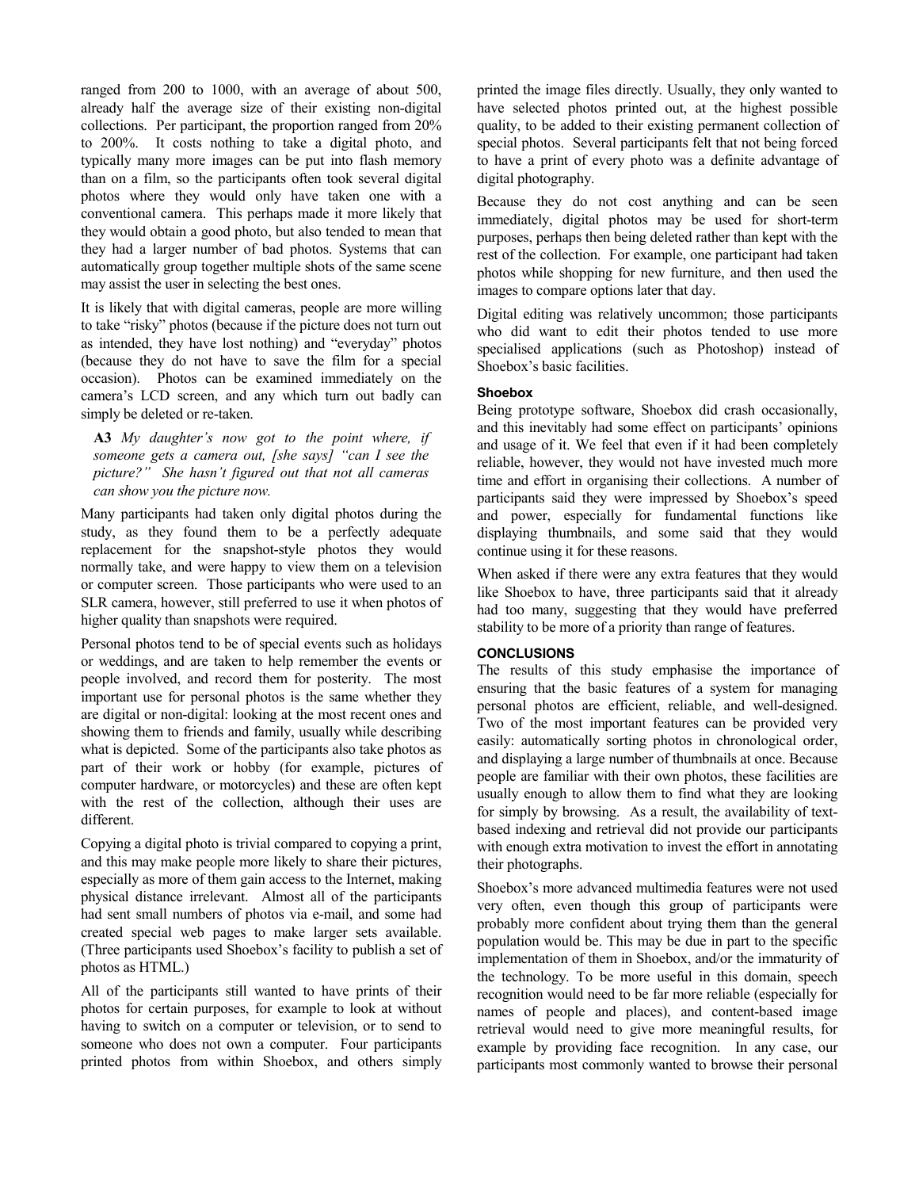ranged from 200 to 1000, with an average of about 500, already half the average size of their existing non-digital collections. Per participant, the proportion ranged from 20% to 200%. It costs nothing to take a digital photo, and typically many more images can be put into flash memory than on a film, so the participants often took several digital photos where they would only have taken one with a conventional camera. This perhaps made it more likely that they would obtain a good photo, but also tended to mean that they had a larger number of bad photos. Systems that can automatically group together multiple shots of the same scene may assist the user in selecting the best ones.

It is likely that with digital cameras, people are more willing to take "risky" photos (because if the picture does not turn out as intended, they have lost nothing) and "everyday" photos (because they do not have to save the film for a special occasion). Photos can be examined immediately on the camera's LCD screen, and any which turn out badly can simply be deleted or re-taken.

> **A3** *My daughter's now got to the point where, if someone gets a camera out, [she says] "can I see the picture?" She hasn't figured out that not all cameras can show you the picture now.*

Many participants had taken only digital photos during the study, as they found them to be a perfectly adequate replacement for the snapshot-style photos they would normally take, and were happy to view them on a television or computer screen. Those participants who were used to an SLR camera, however, still preferred to use it when photos of higher quality than snapshots were required.

Personal photos tend to be of special events such as holidays or weddings, and are taken to help remember the events or people involved, and record them for posterity. The most important use for personal photos is the same whether they are digital or non-digital: looking at the most recent ones and showing them to friends and family, usually while describing what is depicted. Some of the participants also take photos as part of their work or hobby (for example, pictures of computer hardware, or motorcycles) and these are often kept with the rest of the collection, although their uses are different.

Copying a digital photo is trivial compared to copying a print, and this may make people more likely to share their pictures, especially as more of them gain access to the Internet, making physical distance irrelevant. Almost all of the participants had sent small numbers of photos via e-mail, and some had created special web pages to make larger sets available. (Three participants used Shoebox's facility to publish a set of photos as HTML.)

All of the participants still wanted to have prints of their photos for certain purposes, for example to look at without having to switch on a computer or television, or to send to someone who does not own a computer. Four participants printed photos from within Shoebox, and others simply printed the image files directly. Usually, they only wanted to have selected photos printed out, at the highest possible quality, to be added to their existing permanent collection of special photos. Several participants felt that not being forced to have a print of every photo was a definite advantage of digital photography.

Because they do not cost anything and can be seen immediately, digital photos may be used for short-term purposes, perhaps then being deleted rather than kept with the rest of the collection. For example, one participant had taken photos while shopping for new furniture, and then used the images to compare options later that day.

Digital editing was relatively uncommon; those participants who did want to edit their photos tended to use more specialised applications (such as Photoshop) instead of Shoebox's basic facilities.

### Shoebox

Being prototype software, Shoebox did crash occasionally, and this inevitably had some effect on participants' opinions and usage of it. We feel that even if it had been completely reliable, however, they would not have invested much more time and effort in organising their collections. A number of participants said they were impressed by Shoebox's speed and power, especially for fundamental functions like displaying thumbnails, and some said that they would continue using it for these reasons.

When asked if there were any extra features that they would like Shoebox to have, three participants said that it already had too many, suggesting that they would have preferred stability to be more of a priority than range of features.

## CONCLUSIONS

The results of this study emphasise the importance of ensuring that the basic features of a system for managing personal photos are efficient, reliable, and well-designed. Two of the most important features can be provided very easily: automatically sorting photos in chronological order, and displaying a large number of thumbnails at once. Because people are familiar with their own photos, these facilities are usually enough to allow them to find what they are looking for simply by browsing. As a result, the availability of text-based indexing and retrieval did not provide our participants with enough extra motivation to invest the effort in annotating their photographs.

Shoebox's more advanced multimedia features were not used very often, even though this group of participants were probably more confident about trying them than the general population would be. This may be due in part to the specific implementation of them in Shoebox, and/or the immaturity of the technology. To be more useful in this domain, speech recognition would need to be far more reliable (especially for names of people and places), and content-based image retrieval would need to give more meaningful results, for example by providing face recognition. In any case, our participants most commonly wanted to browse their personal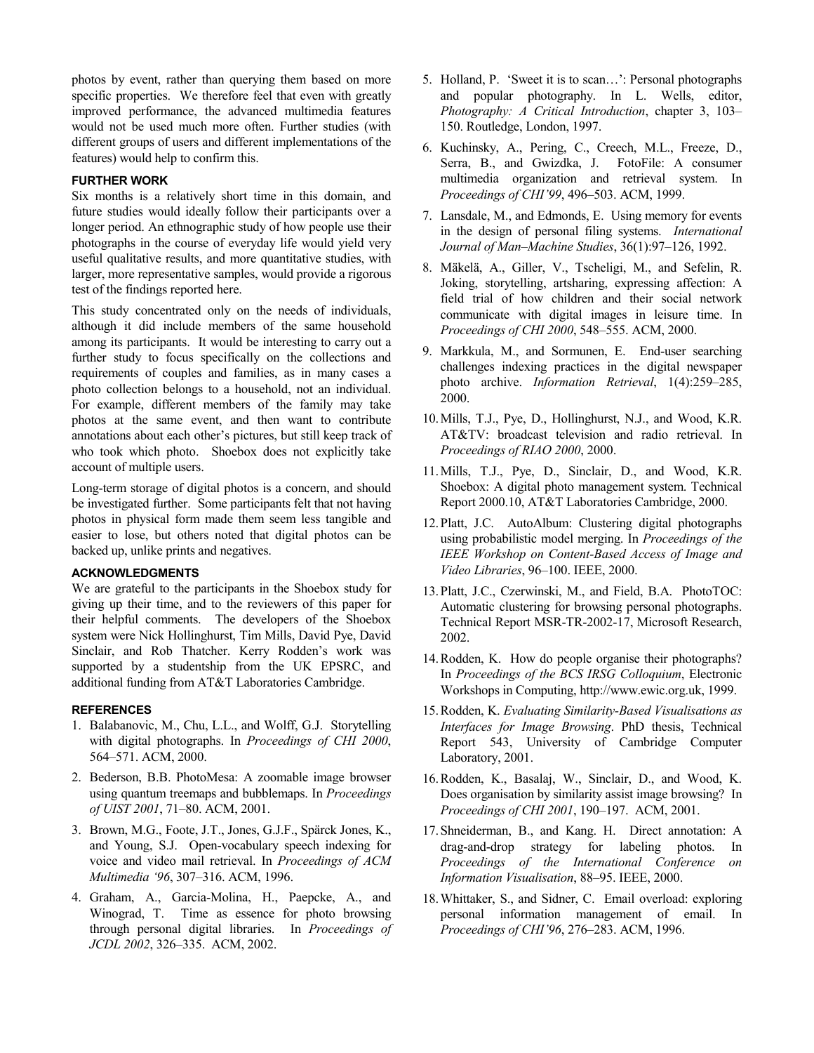photos by event, rather than querying them based on more specific properties. We therefore feel that even with greatly improved performance, the advanced multimedia features would not be used much more often. Further studies (with different groups of users and different implementations of the features) would help to confirm this.

## FURTHER WORK

Six months is a relatively short time in this domain, and future studies would ideally follow their participants over a longer period. An ethnographic study of how people use their photographs in the course of everyday life would yield very useful qualitative results, and more quantitative studies, with larger, more representative samples, would provide a rigorous test of the findings reported here.

This study concentrated only on the needs of individuals, although it did include members of the same household among its participants. It would be interesting to carry out a further study to focus specifically on the collections and requirements of couples and families, as in many cases a photo collection belongs to a household, not an individual. For example, different members of the family may take photos at the same event, and then want to contribute annotations about each other's pictures, but still keep track of who took which photo. Shoebox does not explicitly take account of multiple users.

Long-term storage of digital photos is a concern, and should be investigated further. Some participants felt that not having photos in physical form made them seem less tangible and easier to lose, but others noted that digital photos can be backed up, unlike prints and negatives.

## ACKNOWLEDGMENTS

We are grateful to the participants in the Shoebox study for giving up their time, and to the reviewers of this paper for their helpful comments. The developers of the Shoebox system were Nick Hollinghurst, Tim Mills, David Pye, David Sinclair, and Rob Thatcher. Kerry Rodden's work was supported by a studentship from the UK EPSRC, and additional funding from AT&T Laboratories Cambridge.

## REFERENCES

1. Balabanovic, M., Chu, L.L., and Wolff, G.J. Storytelling with digital photographs. In *Proceedings of CHI 2000*, 564–571. ACM, 2000.
2. Bederson, B.B. PhotoMesa: A zoomable image browser using quantum treemaps and bubblemaps. In *Proceedings of UIST 2001*, 71–80. ACM, 2001.
3. Brown, M.G., Foote, J.T., Jones, G.J.F., Spärck Jones, K., and Young, S.J. Open-vocabulary speech indexing for voice and video mail retrieval. In *Proceedings of ACM Multimedia '96*, 307–316. ACM, 1996.
4. Graham, A., Garcia-Molina, H., Paepcke, A., and Winograd, T. Time as essence for photo browsing through personal digital libraries. In *Proceedings of JCDL 2002*, 326–335. ACM, 2002.
5. Holland, P. 'Sweet it is to scan…': Personal photographs and popular photography. In L. Wells, editor, *Photography: A Critical Introduction*, chapter 3, 103–150. Routledge, London, 1997.
6. Kuchinsky, A., Pering, C., Creech, M.L., Freeze, D., Serra, B., and Gwizdka, J. FotoFile: A consumer multimedia organization and retrieval system. In *Proceedings of CHI'99*, 496–503. ACM, 1999.
7. Lansdale, M., and Edmonds, E. Using memory for events in the design of personal filing systems. *International Journal of Man–Machine Studies*, 36(1):97–126, 1992.
8. Mäkelä, A., Giller, V., Tscheligi, M., and Sefelin, R. Joking, storytelling, artsharing, expressing affection: A field trial of how children and their social network communicate with digital images in leisure time. In *Proceedings of CHI 2000*, 548–555. ACM, 2000.
9. Markkula, M., and Sormunen, E. End-user searching challenges indexing practices in the digital newspaper photo archive. *Information Retrieval*, 1(4):259–285, 2000.
10. Mills, T.J., Pye, D., Hollinghurst, N.J., and Wood, K.R. AT&TV: broadcast television and radio retrieval. In *Proceedings of RIAO 2000*, 2000.
11. Mills, T.J., Pye, D., Sinclair, D., and Wood, K.R. Shoebox: A digital photo management system. Technical Report 2000.10, AT&T Laboratories Cambridge, 2000.
12. Platt, J.C. AutoAlbum: Clustering digital photographs using probabilistic model merging. In *Proceedings of the IEEE Workshop on Content-Based Access of Image and Video Libraries*, 96–100. IEEE, 2000.
13. Platt, J.C., Czerwinski, M., and Field, B.A. PhotoTOC: Automatic clustering for browsing personal photographs. Technical Report MSR-TR-2002-17, Microsoft Research, 2002.
14. Rodden, K. How do people organise their photographs? In *Proceedings of the BCS IRSG Colloquium*, Electronic Workshops in Computing, http://www.ewic.org.uk, 1999.
15. Rodden, K. *Evaluating Similarity-Based Visualisations as Interfaces for Image Browsing*. PhD thesis, Technical Report 543, University of Cambridge Computer Laboratory, 2001.
16. Rodden, K., Basalaj, W., Sinclair, D., and Wood, K. Does organisation by similarity assist image browsing? In *Proceedings of CHI 2001*, 190–197. ACM, 2001.
17. Shneiderman, B., and Kang. H. Direct annotation: A drag-and-drop strategy for labeling photos. In *Proceedings of the International Conference on Information Visualisation*, 88–95. IEEE, 2000.
18. Whittaker, S., and Sidner, C. Email overload: exploring personal information management of email. In *Proceedings of CHI'96*, 276–283. ACM, 1996.